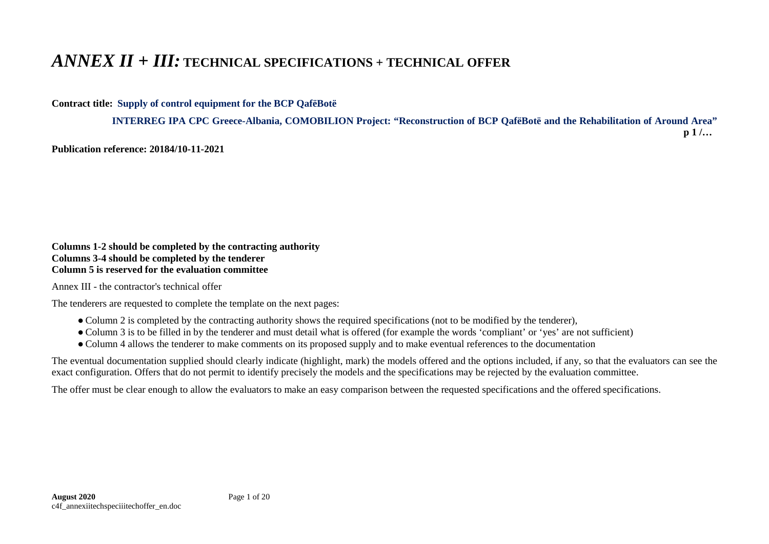# *ANNEX II + III:* TECHNICAL SPECIFICATIONS + TECHNICAL OFFER

**Contract title: Supply of control equipment for the BCP QafëBotë**

**INTERREG IPA CPC Greece-Albania, COMOBILION Project: "Reconstruction of BCP QafëBotë and the Rehabilitation of Around Area"**

**p 1 /…**

**Publication reference: 20184/10-11-2021**

**Columns 1-2 should be completed by the contracting authority**
**Columns 3-4 should be completed by the tenderer**
**Column 5 is reserved for the evaluation committee**

Annex III - the contractor's technical offer

The tenderers are requested to complete the template on the next pages:

- Column 2 is completed by the contracting authority shows the required specifications (not to be modified by the tenderer),
- Column 3 is to be filled in by the tenderer and must detail what is offered (for example the words 'compliant' or 'yes' are not sufficient)
- Column 4 allows the tenderer to make comments on its proposed supply and to make eventual references to the documentation

The eventual documentation supplied should clearly indicate (highlight, mark) the models offered and the options included, if any, so that the evaluators can see the exact configuration. Offers that do not permit to identify precisely the models and the specifications may be rejected by the evaluation committee.

The offer must be clear enough to allow the evaluators to make an easy comparison between the requested specifications and the offered specifications.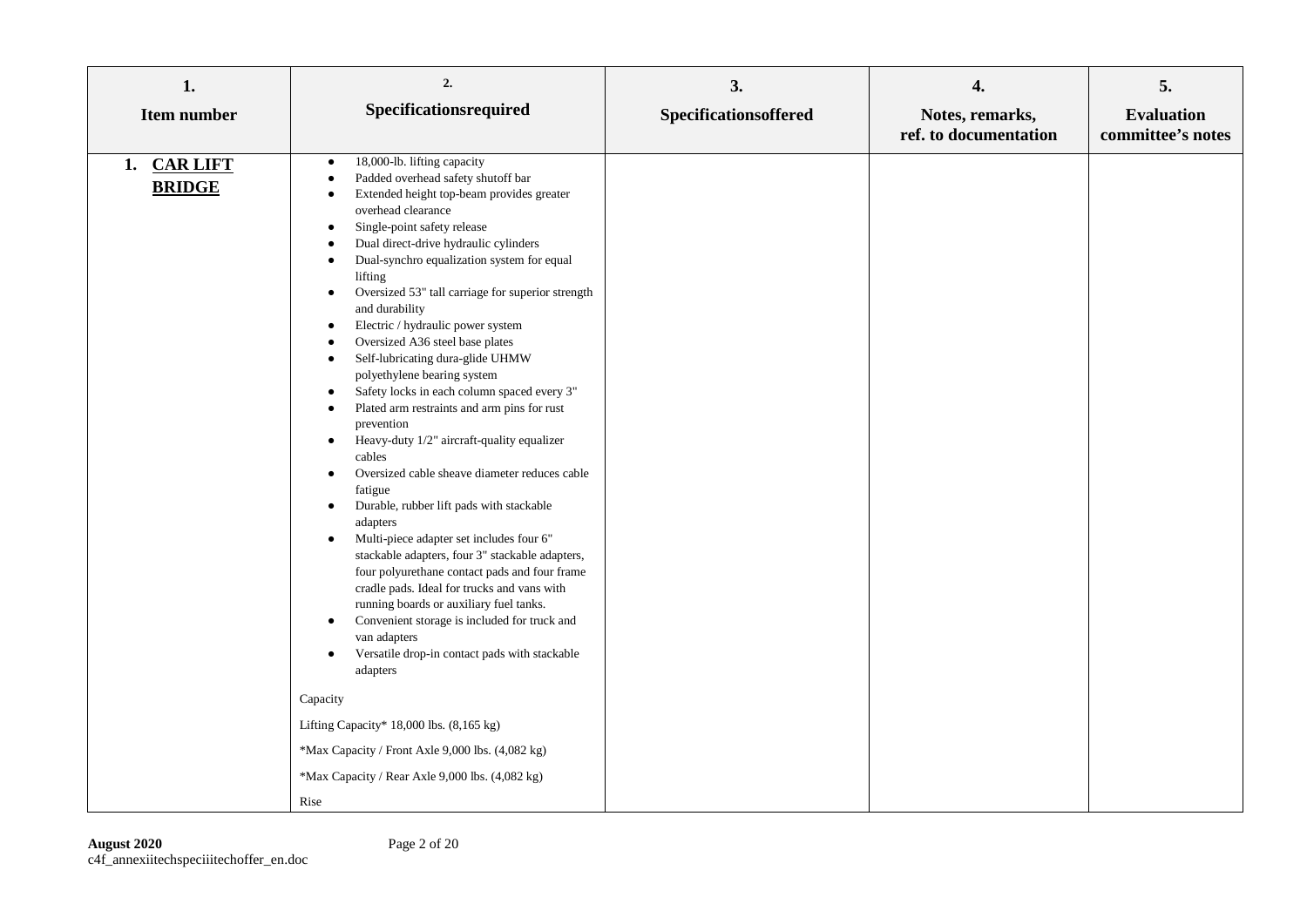| 1.<br>Item number | 2.<br>Specificationsrequired | 3.<br>Specificationsoffered | 4.<br>Notes, remarks, ref. to documentation | 5.<br>Evaluation committee's notes |
|---|---|---|---|---|
| 1. **CAR LIFT BRIDGE** | • 18,000-lb. lifting capacity<br>• Padded overhead safety shutoff bar<br>• Extended height top-beam provides greater overhead clearance<br>• Single-point safety release<br>• Dual direct-drive hydraulic cylinders<br>• Dual-synchro equalization system for equal lifting<br>• Oversized 53" tall carriage for superior strength and durability<br>• Electric / hydraulic power system<br>• Oversized A36 steel base plates<br>• Self-lubricating dura-glide UHMW polyethylene bearing system<br>• Safety locks in each column spaced every 3"<br>• Plated arm restraints and arm pins for rust prevention<br>• Heavy-duty 1/2" aircraft-quality equalizer cables<br>• Oversized cable sheave diameter reduces cable fatigue<br>• Durable, rubber lift pads with stackable adapters<br>• Multi-piece adapter set includes four 6" stackable adapters, four 3" stackable adapters, four polyurethane contact pads and four frame cradle pads. Ideal for trucks and vans with running boards or auxiliary fuel tanks.<br>• Convenient storage is included for truck and van adapters<br>• Versatile drop-in contact pads with stackable adapters<br><br>Capacity<br><br>Lifting Capacity* 18,000 lbs. (8,165 kg)<br><br>*Max Capacity / Front Axle 9,000 lbs. (4,082 kg)<br><br>*Max Capacity / Rear Axle 9,000 lbs. (4,082 kg)<br><br>Rise | | | |

**August 2020**
c4f_annexiitechspeciiitechoffer_en.doc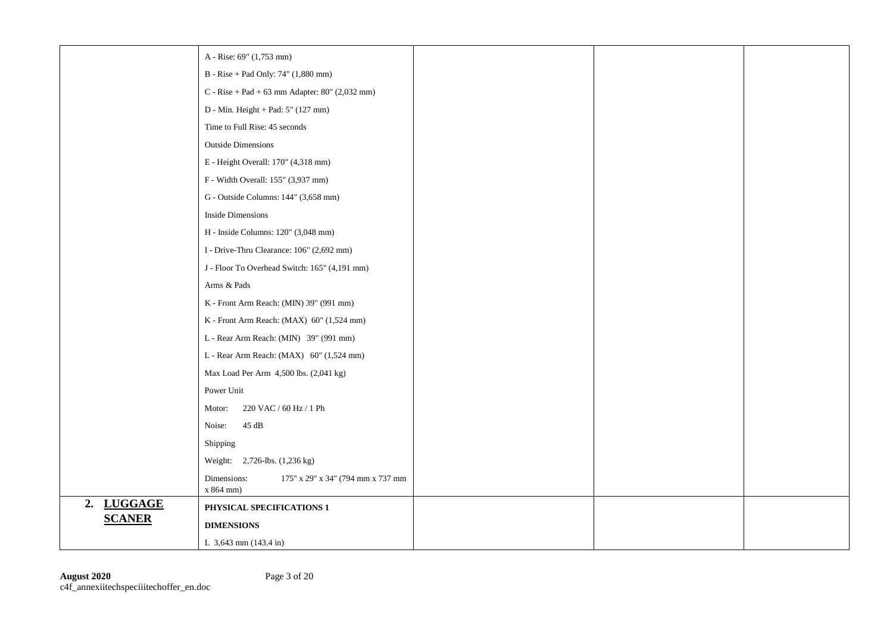| | | | | |
|---|---|---|---|---|
| | A - Rise: 69" (1,753 mm)<br>B - Rise + Pad Only: 74" (1,880 mm)<br>C - Rise + Pad + 63 mm Adapter: 80" (2,032 mm)<br>D - Min. Height + Pad: 5" (127 mm)<br>Time to Full Rise: 45 seconds<br>Outside Dimensions<br>E - Height Overall: 170" (4,318 mm)<br>F - Width Overall: 155" (3,937 mm)<br>G - Outside Columns: 144" (3,658 mm)<br>Inside Dimensions<br>H - Inside Columns: 120" (3,048 mm)<br>I - Drive-Thru Clearance: 106" (2,692 mm)<br>J - Floor To Overhead Switch: 165" (4,191 mm)<br>Arms & Pads<br>K - Front Arm Reach: (MIN) 39" (991 mm)<br>K - Front Arm Reach: (MAX) 60" (1,524 mm)<br>L - Rear Arm Reach: (MIN) 39" (991 mm)<br>L - Rear Arm Reach: (MAX) 60" (1,524 mm)<br>Max Load Per Arm 4,500 lbs. (2,041 kg)<br>Power Unit<br>Motor: 220 VAC / 60 Hz / 1 Ph<br>Noise: 45 dB<br>Shipping<br>Weight: 2,726-lbs. (1,236 kg)<br>Dimensions: 175" x 29" x 34" (794 mm x 737 mm x 864 mm) | | | |
| **2. LUGGAGE SCANER** | **PHYSICAL SPECIFICATIONS 1**<br>**DIMENSIONS**<br>L 3,643 mm (143.4 in) | | | |

August 2020
c4f_annexiitechspeciiitechoffer_en.doc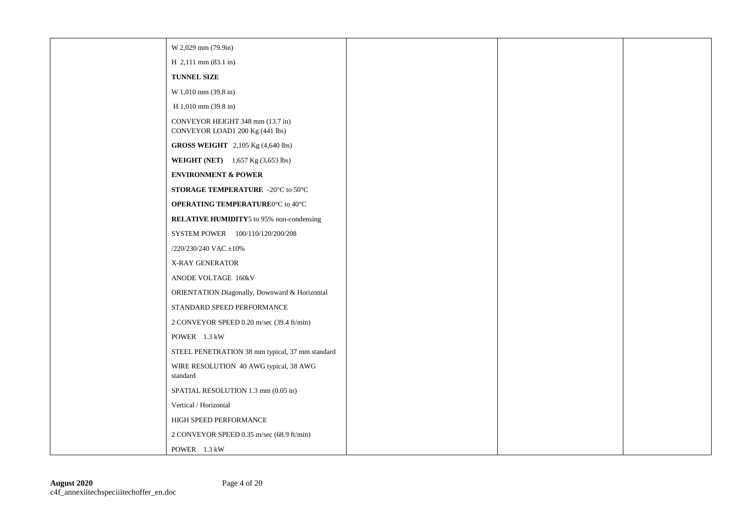|  | W 2,029 mm (79.9in)<br><br>H 2,111 mm (83.1 in)<br><br>**TUNNEL SIZE**<br><br>W 1,010 mm (39.8 in)<br><br>H 1,010 mm (39.8 in)<br><br>CONVEYOR HEIGHT 348 mm (13.7 in)<br>CONVEYOR LOAD1 200 Kg (441 lbs)<br><br>**GROSS WEIGHT** 2,105 Kg (4,640 lbs)<br><br>**WEIGHT (NET)** 1,657 Kg (3,653 lbs)<br><br>**ENVIRONMENT & POWER**<br><br>**STORAGE TEMPERATURE** -20°C to 50°C<br><br>**OPERATING TEMPERATURE**0°C to 40°C<br><br>**RELATIVE HUMIDITY**5 to 95% non-condensing<br><br>SYSTEM POWER 100/110/120/200/208<br><br>/220/230/240 VAC ±10%<br><br>X-RAY GENERATOR<br><br>ANODE VOLTAGE 160kV<br><br>ORIENTATION Diagonally, Downward & Horizontal<br><br>STANDARD SPEED PERFORMANCE<br><br>2 CONVEYOR SPEED 0.20 m/sec (39.4 ft/min)<br><br>POWER 1.3 kW<br><br>STEEL PENETRATION 38 mm typical, 37 mm standard<br><br>WIRE RESOLUTION 40 AWG typical, 38 AWG standard<br><br>SPATIAL RESOLUTION 1.3 mm (0.05 in)<br><br>Vertical / Horizontal<br><br>HIGH SPEED PERFORMANCE<br><br>2 CONVEYOR SPEED 0.35 m/sec (68.9 ft/min)<br><br>POWER 1.3 kW |  |  |  |
|---|---|---|---|---|

**August 2020**
c4f_annexiitechspeciiitechoffer_en.doc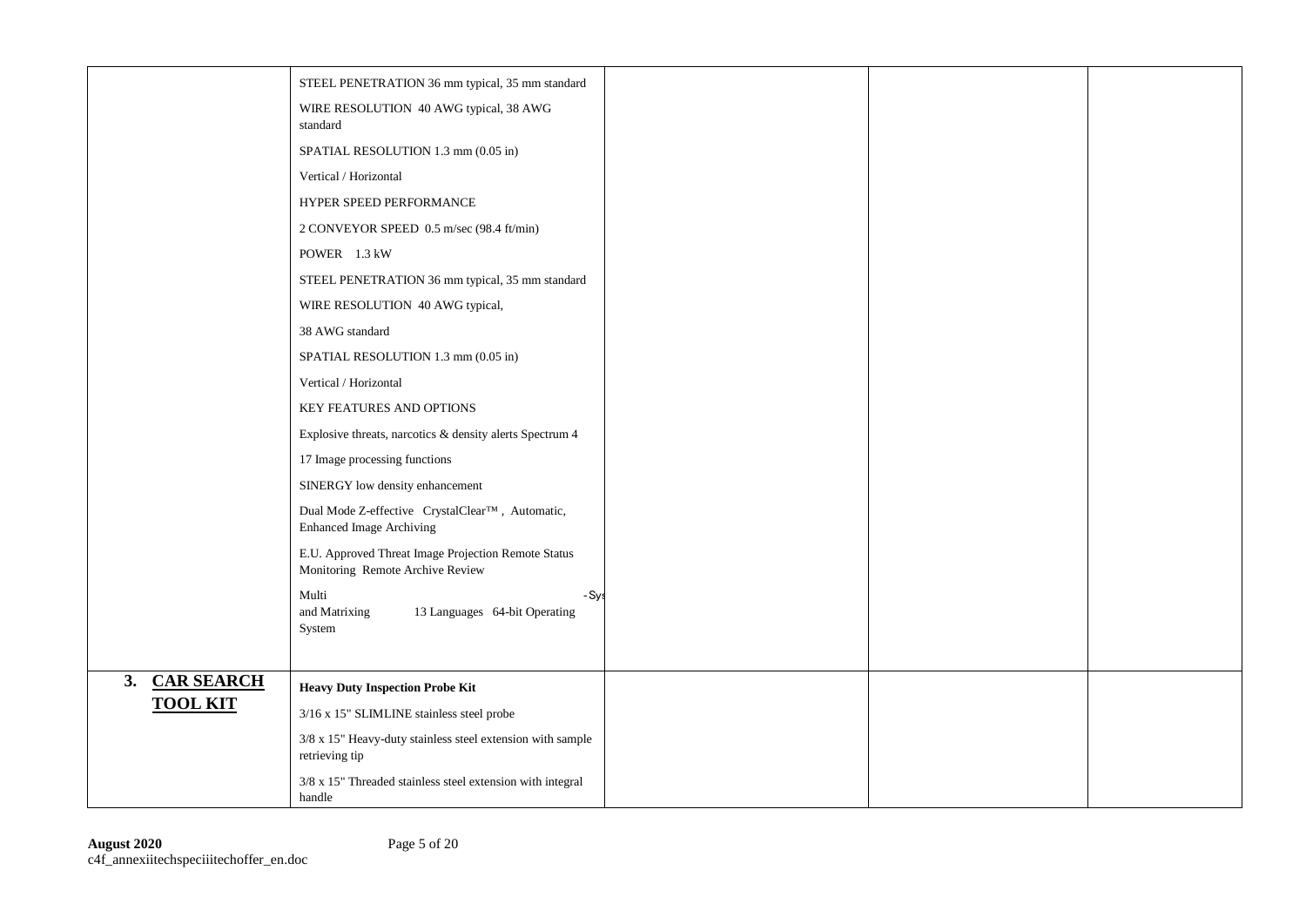| | | | | |
|---|---|---|---|---|
| | STEEL PENETRATION 36 mm typical, 35 mm standard<br>WIRE RESOLUTION 40 AWG typical, 38 AWG standard<br>SPATIAL RESOLUTION 1.3 mm (0.05 in)<br>Vertical / Horizontal<br>HYPER SPEED PERFORMANCE<br>2 CONVEYOR SPEED 0.5 m/sec (98.4 ft/min)<br>POWER 1.3 kW<br>STEEL PENETRATION 36 mm typical, 35 mm standard<br>WIRE RESOLUTION 40 AWG typical,<br>38 AWG standard<br>SPATIAL RESOLUTION 1.3 mm (0.05 in)<br>Vertical / Horizontal<br>KEY FEATURES AND OPTIONS<br>Explosive threats, narcotics & density alerts Spectrum 4<br>17 Image processing functions<br>SINERGY low density enhancement<br>Dual Mode Z-effective CrystalClear™ , Automatic, Enhanced Image Archiving<br>E.U. Approved Threat Image Projection Remote Status Monitoring Remote Archive Review<br>Multi -Sys and Matrixing 13 Languages 64-bit Operating System | | | |
| **3. CAR SEARCH TOOL KIT** | **Heavy Duty Inspection Probe Kit**<br>3/16 x 15" SLIMLINE stainless steel probe<br>3/8 x 15" Heavy-duty stainless steel extension with sample retrieving tip<br>3/8 x 15" Threaded stainless steel extension with integral handle | | | |

**August 2020**
c4f_annexiitechspeciiitechoffer_en.doc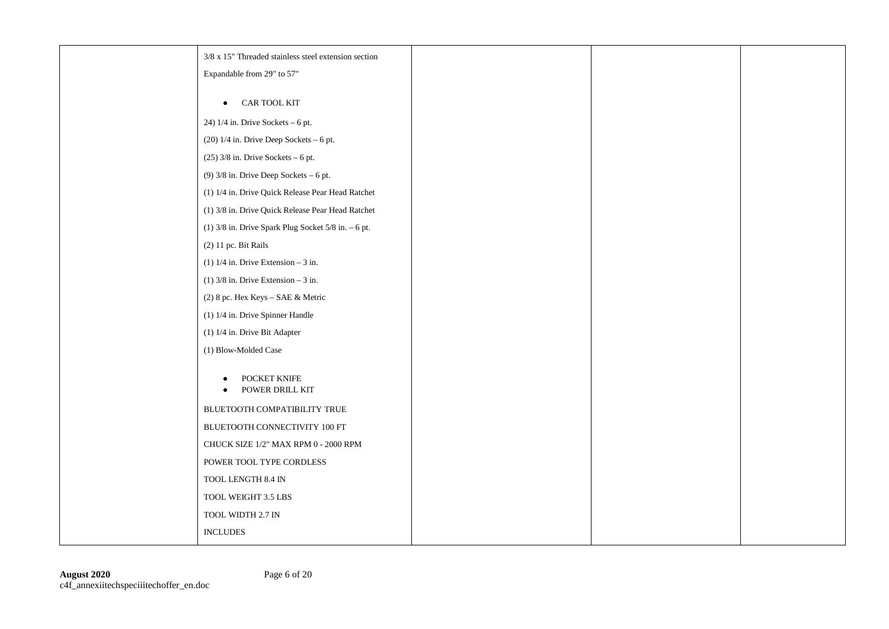| | | | | |
|---|---|---|---|---|
| | 3/8 x 15" Threaded stainless steel extension section<br><br>Expandable from 29" to 57"<br><br>• CAR TOOL KIT<br><br>24) 1/4 in. Drive Sockets – 6 pt.<br><br>(20) 1/4 in. Drive Deep Sockets – 6 pt.<br><br>(25) 3/8 in. Drive Sockets – 6 pt.<br><br>(9) 3/8 in. Drive Deep Sockets – 6 pt.<br><br>(1) 1/4 in. Drive Quick Release Pear Head Ratchet<br><br>(1) 3/8 in. Drive Quick Release Pear Head Ratchet<br><br>(1) 3/8 in. Drive Spark Plug Socket 5/8 in. – 6 pt.<br><br>(2) 11 pc. Bit Rails<br><br>(1) 1/4 in. Drive Extension – 3 in.<br><br>(1) 3/8 in. Drive Extension – 3 in.<br><br>(2) 8 pc. Hex Keys – SAE & Metric<br><br>(1) 1/4 in. Drive Spinner Handle<br><br>(1) 1/4 in. Drive Bit Adapter<br><br>(1) Blow-Molded Case<br><br>• POCKET KNIFE<br>• POWER DRILL KIT<br><br>BLUETOOTH COMPATIBILITY TRUE<br><br>BLUETOOTH CONNECTIVITY 100 FT<br><br>CHUCK SIZE 1/2" MAX RPM 0 - 2000 RPM<br><br>POWER TOOL TYPE CORDLESS<br><br>TOOL LENGTH 8.4 IN<br><br>TOOL WEIGHT 3.5 LBS<br><br>TOOL WIDTH 2.7 IN<br><br>INCLUDES | | | |

**August 2020**
c4f_annexiitechspeciiitechoffer_en.doc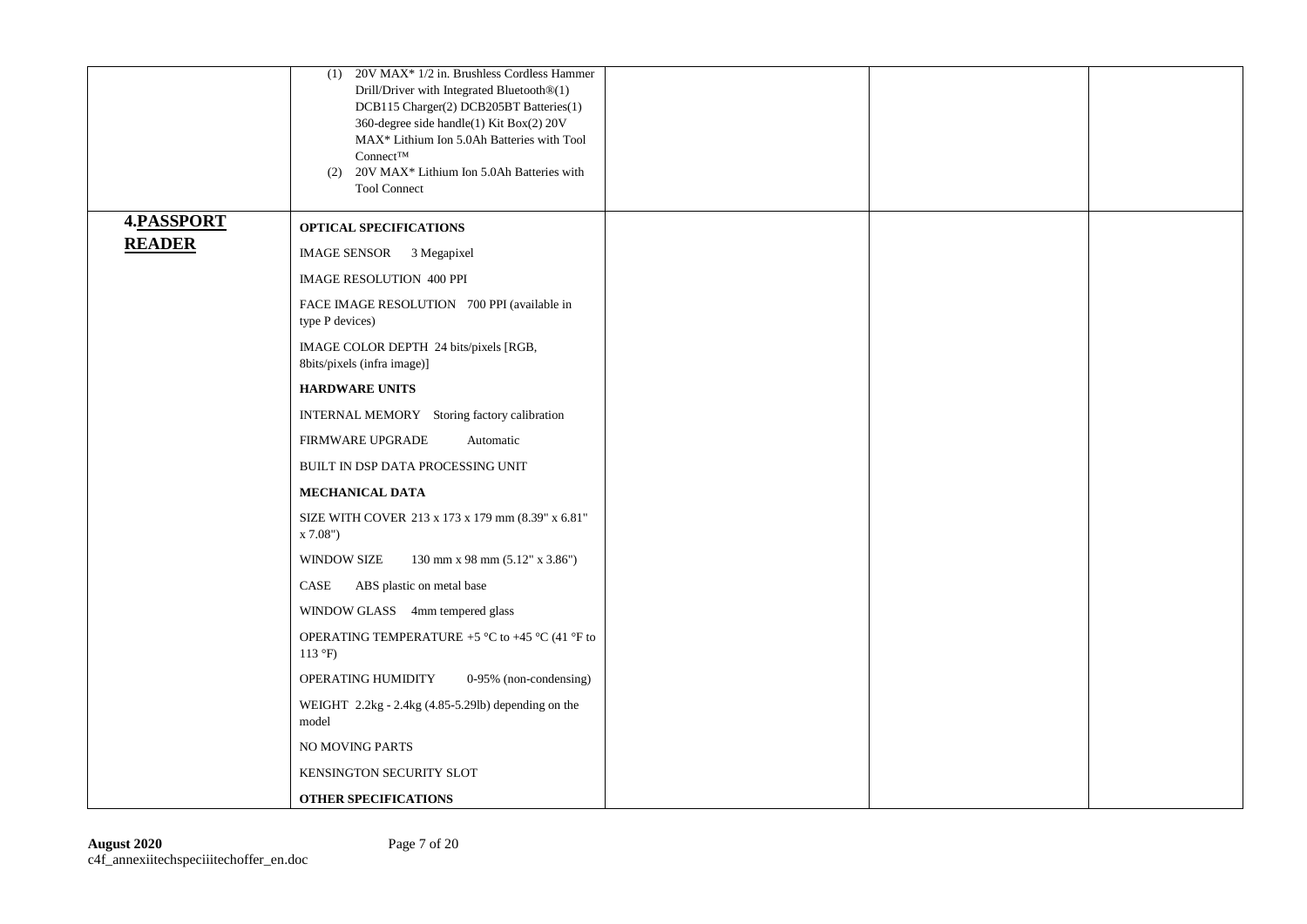| | | | | |
|---|---|---|---|---|
| | (1) 20V MAX* 1/2 in. Brushless Cordless Hammer Drill/Driver with Integrated Bluetooth®(1) DCB115 Charger(2) DCB205BT Batteries(1) 360-degree side handle(1) Kit Box(2) 20V MAX* Lithium Ion 5.0Ah Batteries with Tool Connect™<br>(2) 20V MAX* Lithium Ion 5.0Ah Batteries with Tool Connect | | | |
| **4.PASSPORT READER** | **OPTICAL SPECIFICATIONS**<br>IMAGE SENSOR 3 Megapixel<br>IMAGE RESOLUTION 400 PPI<br>FACE IMAGE RESOLUTION 700 PPI (available in type P devices)<br>IMAGE COLOR DEPTH 24 bits/pixels [RGB, 8bits/pixels (infra image)]<br>**HARDWARE UNITS**<br>INTERNAL MEMORY Storing factory calibration<br>FIRMWARE UPGRADE Automatic<br>BUILT IN DSP DATA PROCESSING UNIT<br>**MECHANICAL DATA**<br>SIZE WITH COVER 213 x 173 x 179 mm (8.39" x 6.81" x 7.08")<br>WINDOW SIZE 130 mm x 98 mm (5.12" x 3.86")<br>CASE ABS plastic on metal base<br>WINDOW GLASS 4mm tempered glass<br>OPERATING TEMPERATURE +5 °C to +45 °C (41 °F to 113 °F)<br>OPERATING HUMIDITY 0-95% (non-condensing)<br>WEIGHT 2.2kg - 2.4kg (4.85-5.29lb) depending on the model<br>NO MOVING PARTS<br>KENSINGTON SECURITY SLOT<br>**OTHER SPECIFICATIONS** | | | |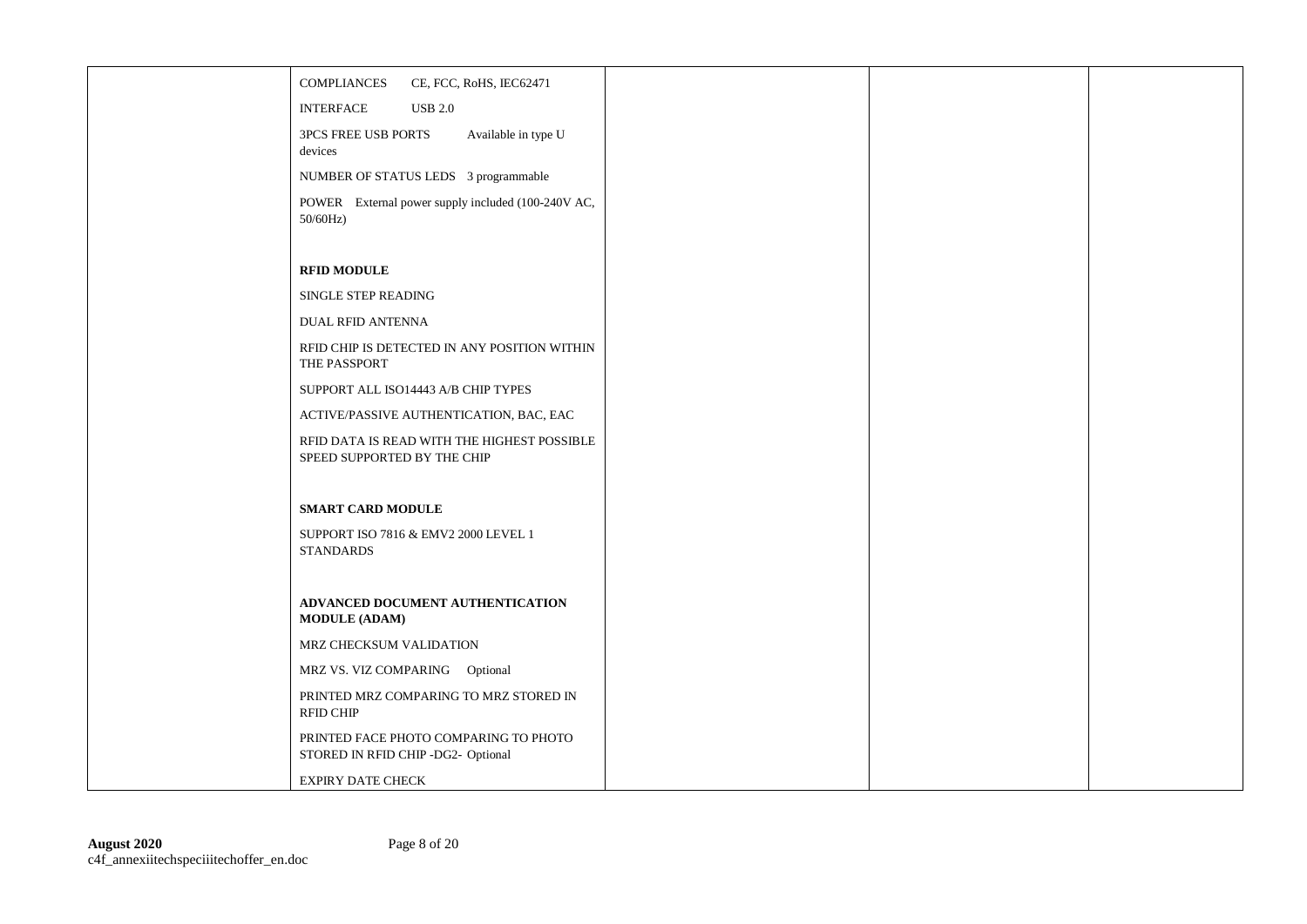| | | | | |
|---|---|---|---|---|
| | COMPLIANCES CE, FCC, RoHS, IEC62471<br><br>INTERFACE USB 2.0<br><br>3PCS FREE USB PORTS Available in type U devices<br><br>NUMBER OF STATUS LEDS 3 programmable<br><br>POWER External power supply included (100-240V AC, 50/60Hz)<br><br><br>**RFID MODULE**<br><br>SINGLE STEP READING<br><br>DUAL RFID ANTENNA<br><br>RFID CHIP IS DETECTED IN ANY POSITION WITHIN THE PASSPORT<br><br>SUPPORT ALL ISO14443 A/B CHIP TYPES<br><br>ACTIVE/PASSIVE AUTHENTICATION, BAC, EAC<br><br>RFID DATA IS READ WITH THE HIGHEST POSSIBLE SPEED SUPPORTED BY THE CHIP<br><br><br>**SMART CARD MODULE**<br><br>SUPPORT ISO 7816 & EMV2 2000 LEVEL 1 STANDARDS<br><br><br>**ADVANCED DOCUMENT AUTHENTICATION MODULE (ADAM)**<br><br>MRZ CHECKSUM VALIDATION<br><br>MRZ VS. VIZ COMPARING Optional<br><br>PRINTED MRZ COMPARING TO MRZ STORED IN RFID CHIP<br><br>PRINTED FACE PHOTO COMPARING TO PHOTO STORED IN RFID CHIP -DG2- Optional<br><br>EXPIRY DATE CHECK | | | |

**August 2020**
c4f_annexiitechspeciiitechoffer_en.doc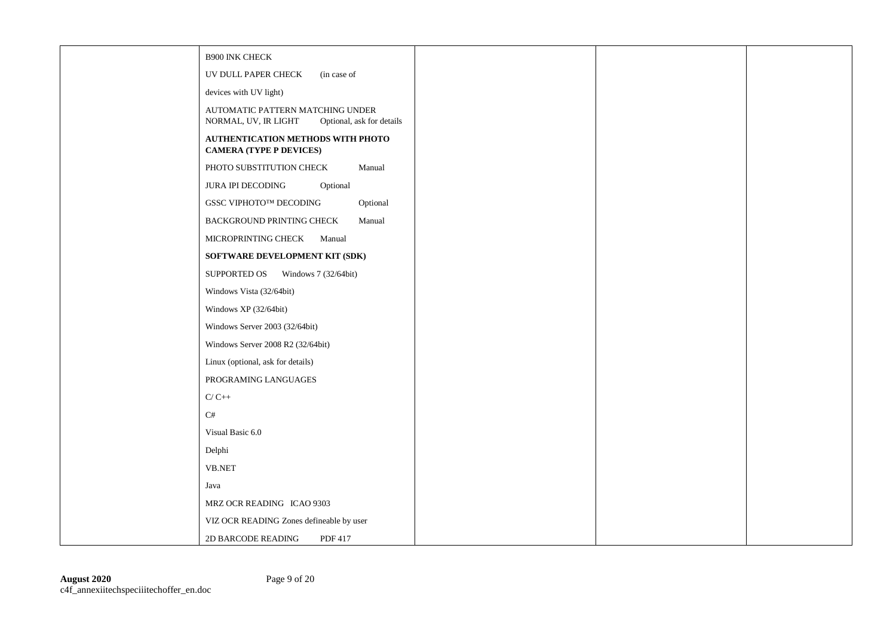| | | | | |
|---|---|---|---|---|
| | B900 INK CHECK<br>UV DULL PAPER CHECK (in case of devices with UV light)<br>AUTOMATIC PATTERN MATCHING UNDER NORMAL, UV, IR LIGHT Optional, ask for details<br>**AUTHENTICATION METHODS WITH PHOTO CAMERA (TYPE P DEVICES)**<br>PHOTO SUBSTITUTION CHECK Manual<br>JURA IPI DECODING Optional<br>GSSC VIPHOTO™ DECODING Optional<br>BACKGROUND PRINTING CHECK Manual<br>MICROPRINTING CHECK Manual<br>**SOFTWARE DEVELOPMENT KIT (SDK)**<br>SUPPORTED OS Windows 7 (32/64bit)<br>Windows Vista (32/64bit)<br>Windows XP (32/64bit)<br>Windows Server 2003 (32/64bit)<br>Windows Server 2008 R2 (32/64bit)<br>Linux (optional, ask for details)<br>PROGRAMING LANGUAGES<br>C/ C++<br>C#<br>Visual Basic 6.0<br>Delphi<br>VB.NET<br>Java<br>MRZ OCR READING ICAO 9303<br>VIZ OCR READING Zones defineable by user<br>2D BARCODE READING PDF 417 | | | |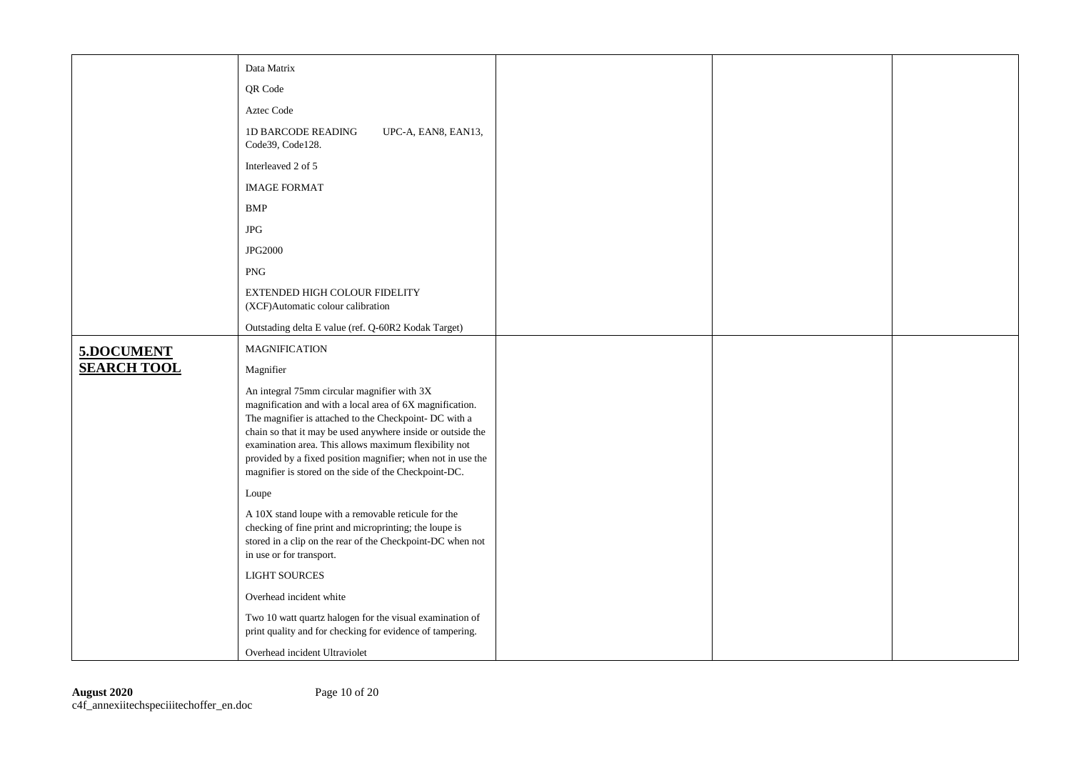| | | | | |
|---|---|---|---|---|
| | Data Matrix<br><br>QR Code<br><br>Aztec Code<br><br>1D BARCODE READING UPC-A, EAN8, EAN13, Code39, Code128.<br><br>Interleaved 2 of 5<br><br>IMAGE FORMAT<br><br>BMP<br><br>JPG<br><br>JPG2000<br><br>PNG<br><br>EXTENDED HIGH COLOUR FIDELITY (XCF)Automatic colour calibration<br><br>Outstading delta E value (ref. Q-60R2 Kodak Target) | | | |
| **5.DOCUMENT SEARCH TOOL** | MAGNIFICATION<br><br>Magnifier<br><br>An integral 75mm circular magnifier with 3X magnification and with a local area of 6X magnification. The magnifier is attached to the Checkpoint- DC with a chain so that it may be used anywhere inside or outside the examination area. This allows maximum flexibility not provided by a fixed position magnifier; when not in use the magnifier is stored on the side of the Checkpoint-DC.<br><br>Loupe<br><br>A 10X stand loupe with a removable reticule for the checking of fine print and microprinting; the loupe is stored in a clip on the rear of the Checkpoint-DC when not in use or for transport.<br><br>LIGHT SOURCES<br><br>Overhead incident white<br><br>Two 10 watt quartz halogen for the visual examination of print quality and for checking for evidence of tampering.<br><br>Overhead incident Ultraviolet | | | |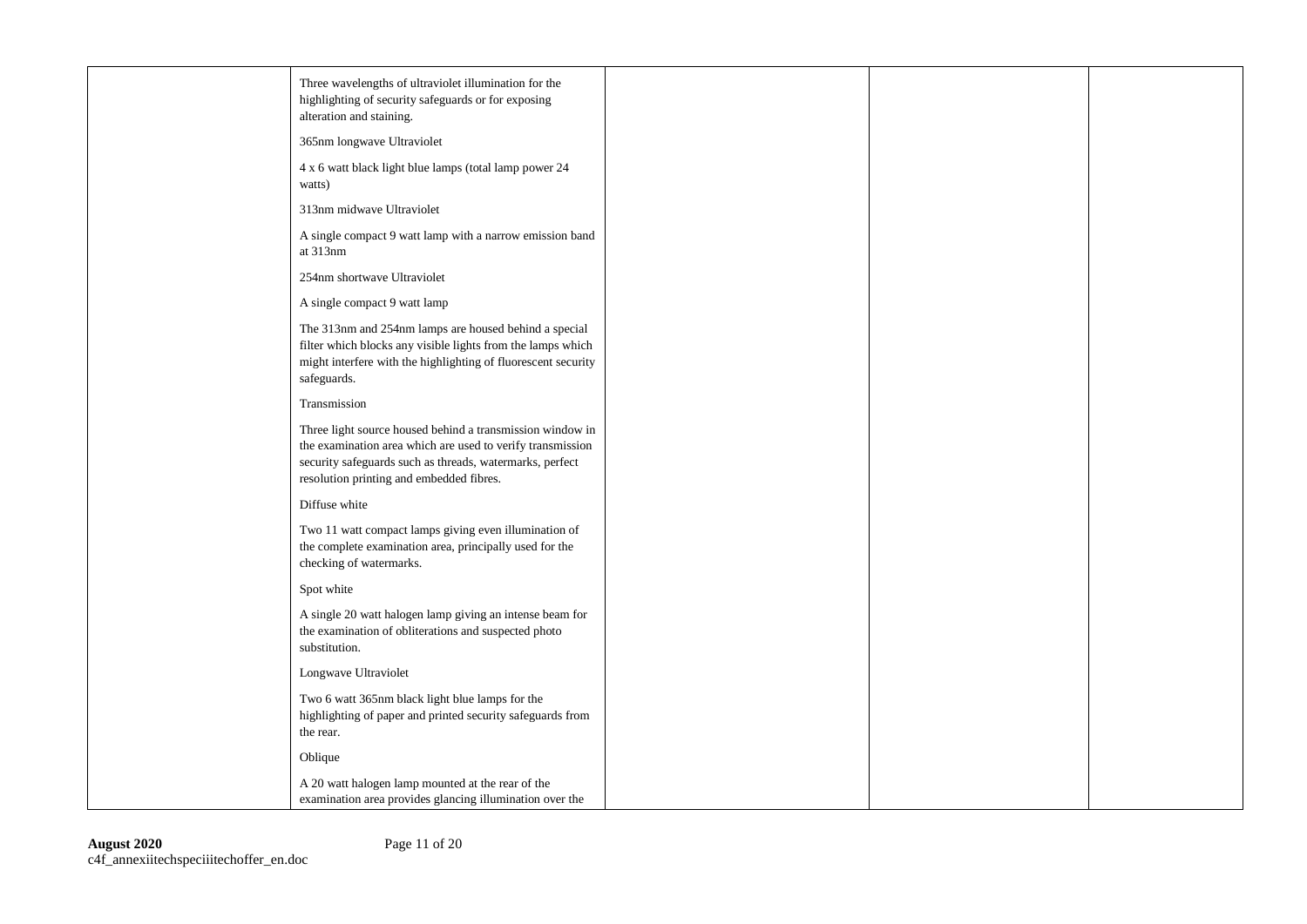|  |  |  |  |  |
|---|---|---|---|---|
|  | Three wavelengths of ultraviolet illumination for the highlighting of security safeguards or for exposing alteration and staining.<br><br>365nm longwave Ultraviolet<br><br>4 x 6 watt black light blue lamps (total lamp power 24 watts)<br><br>313nm midwave Ultraviolet<br><br>A single compact 9 watt lamp with a narrow emission band at 313nm<br><br>254nm shortwave Ultraviolet<br><br>A single compact 9 watt lamp<br><br>The 313nm and 254nm lamps are housed behind a special filter which blocks any visible lights from the lamps which might interfere with the highlighting of fluorescent security safeguards.<br><br>Transmission<br><br>Three light source housed behind a transmission window in the examination area which are used to verify transmission security safeguards such as threads, watermarks, perfect resolution printing and embedded fibres.<br><br>Diffuse white<br><br>Two 11 watt compact lamps giving even illumination of the complete examination area, principally used for the checking of watermarks.<br><br>Spot white<br><br>A single 20 watt halogen lamp giving an intense beam for the examination of obliterations and suspected photo substitution.<br><br>Longwave Ultraviolet<br><br>Two 6 watt 365nm black light blue lamps for the highlighting of paper and printed security safeguards from the rear.<br><br>Oblique<br><br>A 20 watt halogen lamp mounted at the rear of the examination area provides glancing illumination over the |  |  |  |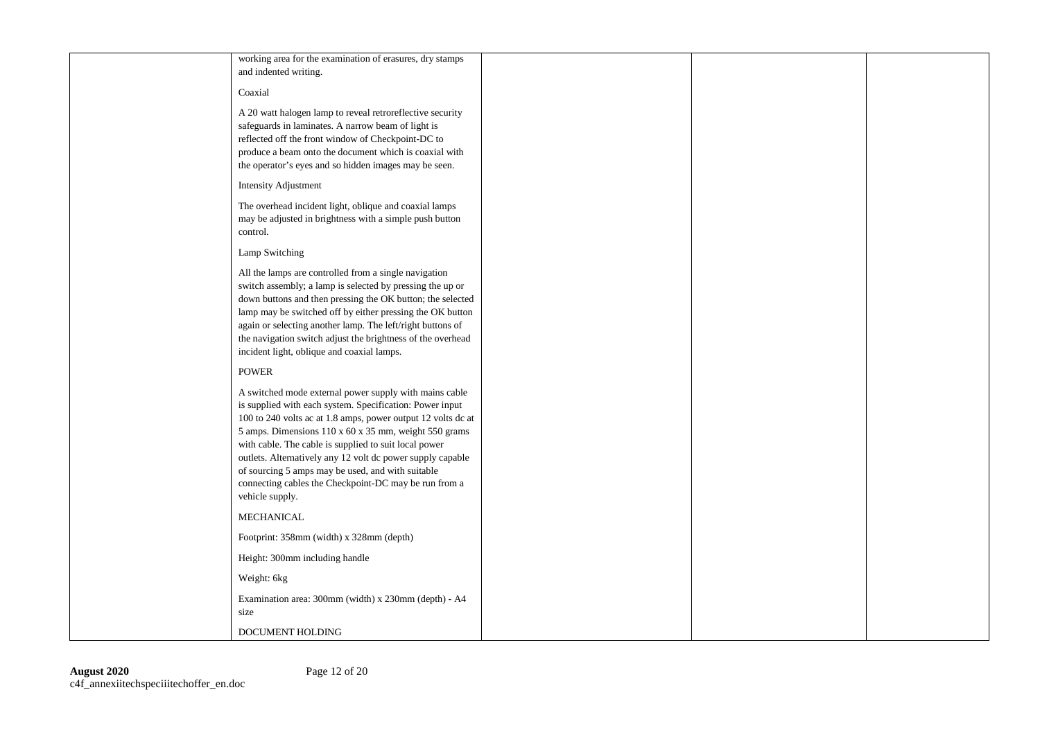| | | | | |
|---|---|---|---|---|
| | working area for the examination of erasures, dry stamps and indented writing.<br><br>Coaxial<br><br>A 20 watt halogen lamp to reveal retroreflective security safeguards in laminates. A narrow beam of light is reflected off the front window of Checkpoint-DC to produce a beam onto the document which is coaxial with the operator's eyes and so hidden images may be seen.<br><br>Intensity Adjustment<br><br>The overhead incident light, oblique and coaxial lamps may be adjusted in brightness with a simple push button control.<br><br>Lamp Switching<br><br>All the lamps are controlled from a single navigation switch assembly; a lamp is selected by pressing the up or down buttons and then pressing the OK button; the selected lamp may be switched off by either pressing the OK button again or selecting another lamp. The left/right buttons of the navigation switch adjust the brightness of the overhead incident light, oblique and coaxial lamps.<br><br>POWER<br><br>A switched mode external power supply with mains cable is supplied with each system. Specification: Power input 100 to 240 volts ac at 1.8 amps, power output 12 volts dc at 5 amps. Dimensions 110 x 60 x 35 mm, weight 550 grams with cable. The cable is supplied to suit local power outlets. Alternatively any 12 volt dc power supply capable of sourcing 5 amps may be used, and with suitable connecting cables the Checkpoint-DC may be run from a vehicle supply.<br><br>MECHANICAL<br><br>Footprint: 358mm (width) x 328mm (depth)<br><br>Height: 300mm including handle<br><br>Weight: 6kg<br><br>Examination area: 300mm (width) x 230mm (depth) - A4 size<br><br>DOCUMENT HOLDING | | | |

**August 2020**
c4f_annexiitechspeciiitechoffer_en.doc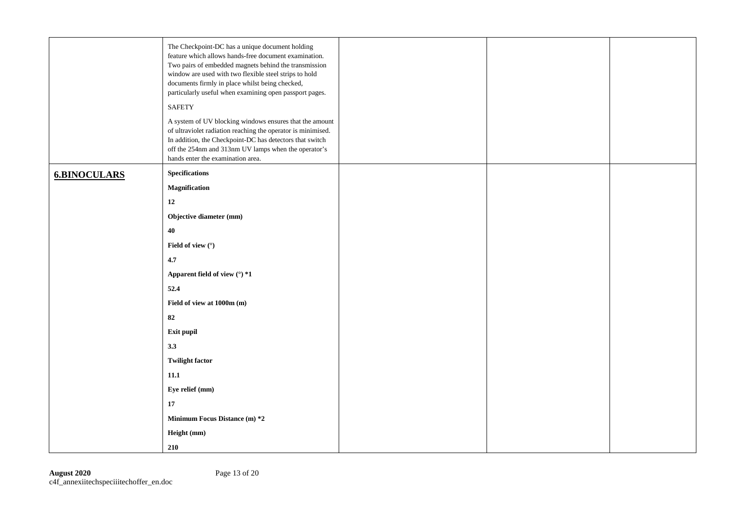| | | | | |
|---|---|---|---|---|
| | The Checkpoint-DC has a unique document holding feature which allows hands-free document examination. Two pairs of embedded magnets behind the transmission window are used with two flexible steel strips to hold documents firmly in place whilst being checked, particularly useful when examining open passport pages.<br><br>SAFETY<br><br>A system of UV blocking windows ensures that the amount of ultraviolet radiation reaching the operator is minimised. In addition, the Checkpoint-DC has detectors that switch off the 254nm and 313nm UV lamps when the operator's hands enter the examination area. | | | |
| **6.BINOCULARS** | **Specifications**<br><br>**Magnification**<br><br>**12**<br><br>**Objective diameter (mm)**<br><br>**40**<br><br>**Field of view (°)**<br><br>**4.7**<br><br>**Apparent field of view (°) *1**<br><br>**52.4**<br><br>**Field of view at 1000m (m)**<br><br>**82**<br><br>**Exit pupil**<br><br>**3.3**<br><br>**Twilight factor**<br><br>**11.1**<br><br>**Eye relief (mm)**<br><br>**17**<br><br>**Minimum Focus Distance (m) *2**<br><br>**Height (mm)**<br><br>**210** | | | |

**August 2020**
c4f_annexiitechspeciiitechoffer_en.doc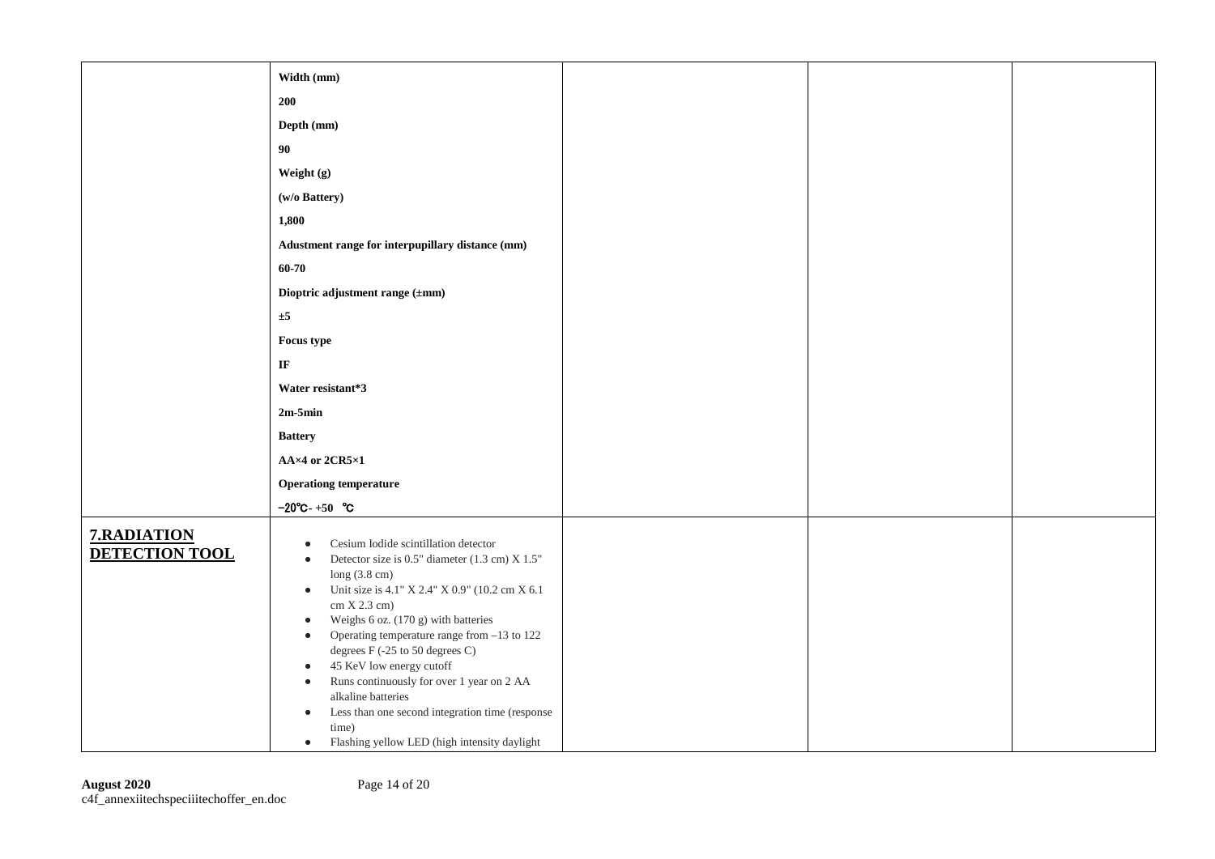| | | | | |
|---|---|---|---|---|
| | **Width (mm)**<br><br>**200**<br><br>**Depth (mm)**<br><br>**90**<br><br>**Weight (g)**<br><br>**(w/o Battery)**<br><br>**1,800**<br><br>**Adustment range for interpupillary distance (mm)**<br><br>**60-70**<br><br>**Dioptric adjustment range (±mm)**<br><br>**±5**<br><br>**Focus type**<br><br>**IF**<br><br>**Water resistant*3**<br><br>**2m-5min**<br><br>**Battery**<br><br>**AA×4 or 2CR5×1**<br><br>**Operationg temperature**<br><br>**−20℃- +50 ℃** | | | |
| <u>**7.RADIATION DETECTION TOOL**</u> | • Cesium Iodide scintillation detector<br>• Detector size is 0.5" diameter (1.3 cm) X 1.5" long (3.8 cm)<br>• Unit size is 4.1" X 2.4" X 0.9" (10.2 cm X 6.1 cm X 2.3 cm)<br>• Weighs 6 oz. (170 g) with batteries<br>• Operating temperature range from –13 to 122 degrees F (-25 to 50 degrees C)<br>• 45 KeV low energy cutoff<br>• Runs continuously for over 1 year on 2 AA alkaline batteries<br>• Less than one second integration time (response time)<br>• Flashing yellow LED (high intensity daylight | | | |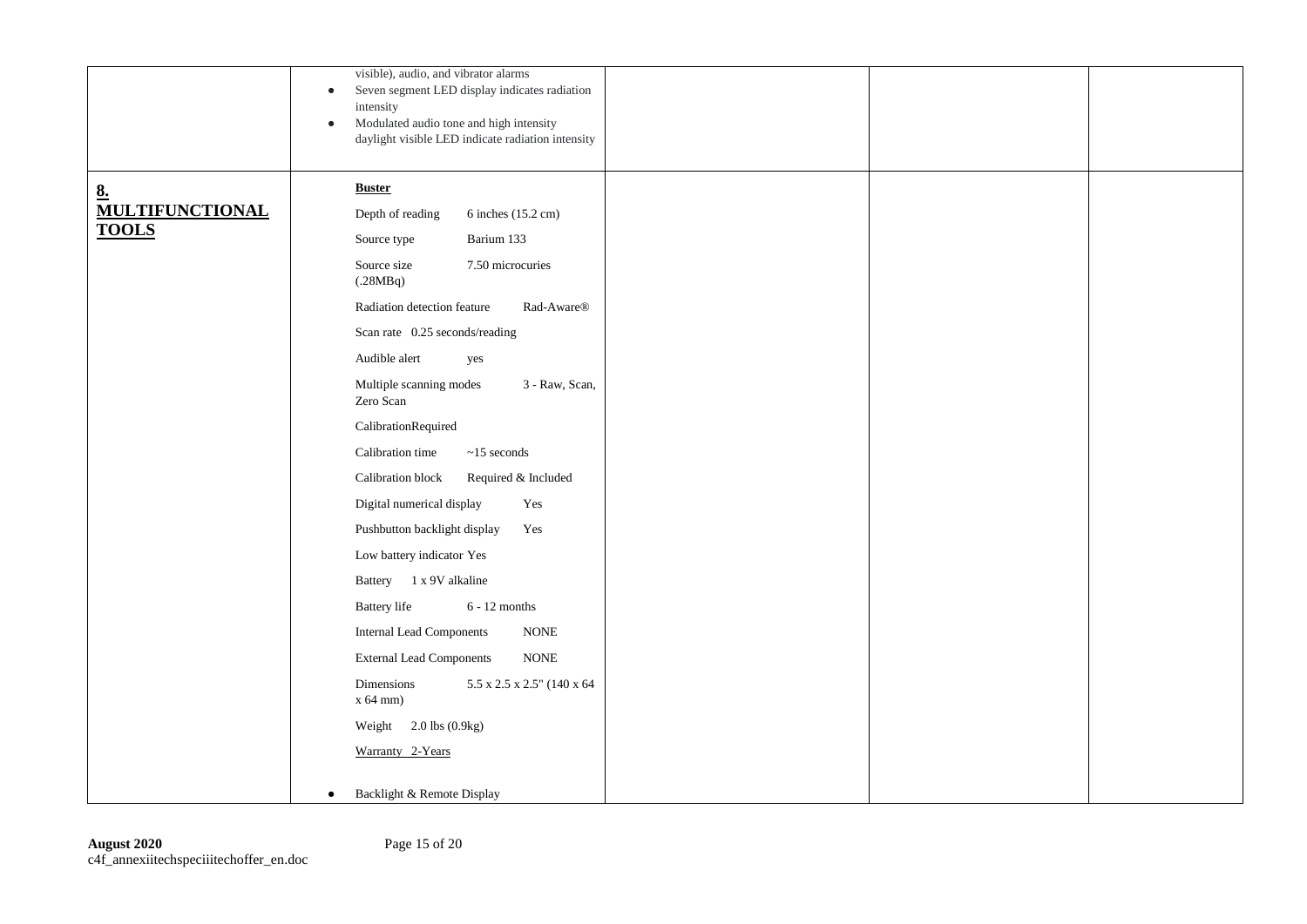| | | | | |
|---|---|---|---|---|
| | visible), audio, and vibrator alarms<br>• Seven segment LED display indicates radiation intensity<br>• Modulated audio tone and high intensity daylight visible LED indicate radiation intensity | | | |
| **8. MULTIFUNCTIONAL TOOLS** | **Buster**<br>Depth of reading 6 inches (15.2 cm)<br>Source type Barium 133<br>Source size 7.50 microcuries (.28MBq)<br>Radiation detection feature Rad-Aware®<br>Scan rate 0.25 seconds/reading<br>Audible alert yes<br>Multiple scanning modes 3 - Raw, Scan, Zero Scan<br>CalibrationRequired<br>Calibration time ~15 seconds<br>Calibration block Required & Included<br>Digital numerical display Yes<br>Pushbutton backlight display Yes<br>Low battery indicator Yes<br>Battery 1 x 9V alkaline<br>Battery life 6 - 12 months<br>Internal Lead Components NONE<br>External Lead Components NONE<br>Dimensions 5.5 x 2.5 x 2.5" (140 x 64 x 64 mm)<br>Weight 2.0 lbs (0.9kg)<br>Warranty 2-Years<br><br>• Backlight & Remote Display | | | |

**August 2020**
c4f_annexiitechspeciiitechoffer_en.doc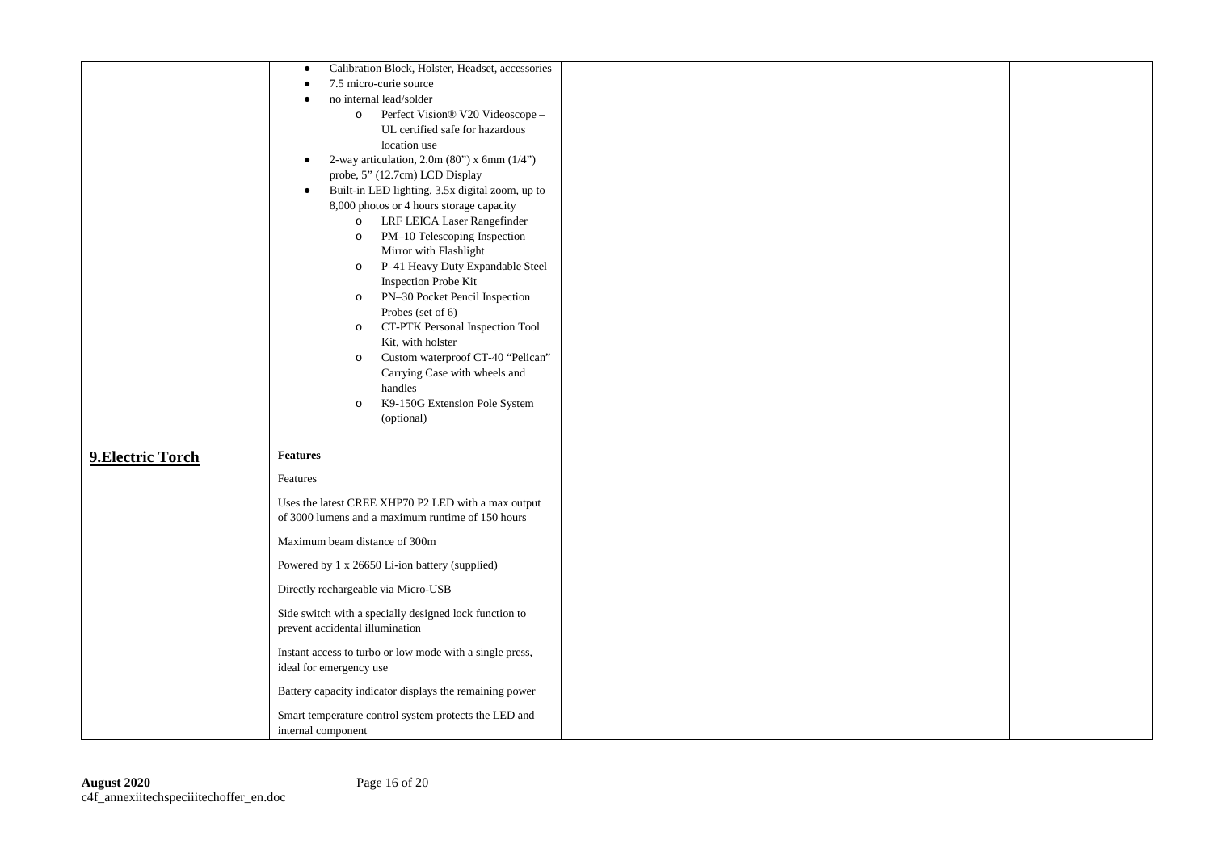| | | | | |
|---|---|---|---|---|
| | • Calibration Block, Holster, Headset, accessories<br>• 7.5 micro-curie source<br>• no internal lead/solder<br>  o Perfect Vision® V20 Videoscope – UL certified safe for hazardous location use<br>• 2-way articulation, 2.0m (80") x 6mm (1/4") probe, 5" (12.7cm) LCD Display<br>• Built-in LED lighting, 3.5x digital zoom, up to 8,000 photos or 4 hours storage capacity<br>  o LRF LEICA Laser Rangefinder<br>  o PM–10 Telescoping Inspection Mirror with Flashlight<br>  o P–41 Heavy Duty Expandable Steel Inspection Probe Kit<br>  o PN–30 Pocket Pencil Inspection Probes (set of 6)<br>  o CT-PTK Personal Inspection Tool Kit, with holster<br>  o Custom waterproof CT-40 "Pelican" Carrying Case with wheels and handles<br>  o K9-150G Extension Pole System (optional) | | | |
| **9.Electric Torch** | **Features**<br><br>Features<br><br>Uses the latest CREE XHP70 P2 LED with a max output of 3000 lumens and a maximum runtime of 150 hours<br><br>Maximum beam distance of 300m<br><br>Powered by 1 x 26650 Li-ion battery (supplied)<br><br>Directly rechargeable via Micro-USB<br><br>Side switch with a specially designed lock function to prevent accidental illumination<br><br>Instant access to turbo or low mode with a single press, ideal for emergency use<br><br>Battery capacity indicator displays the remaining power<br><br>Smart temperature control system protects the LED and internal component | | | |

**August 2020**
c4f_annexiitechspeciiitechoffer_en.doc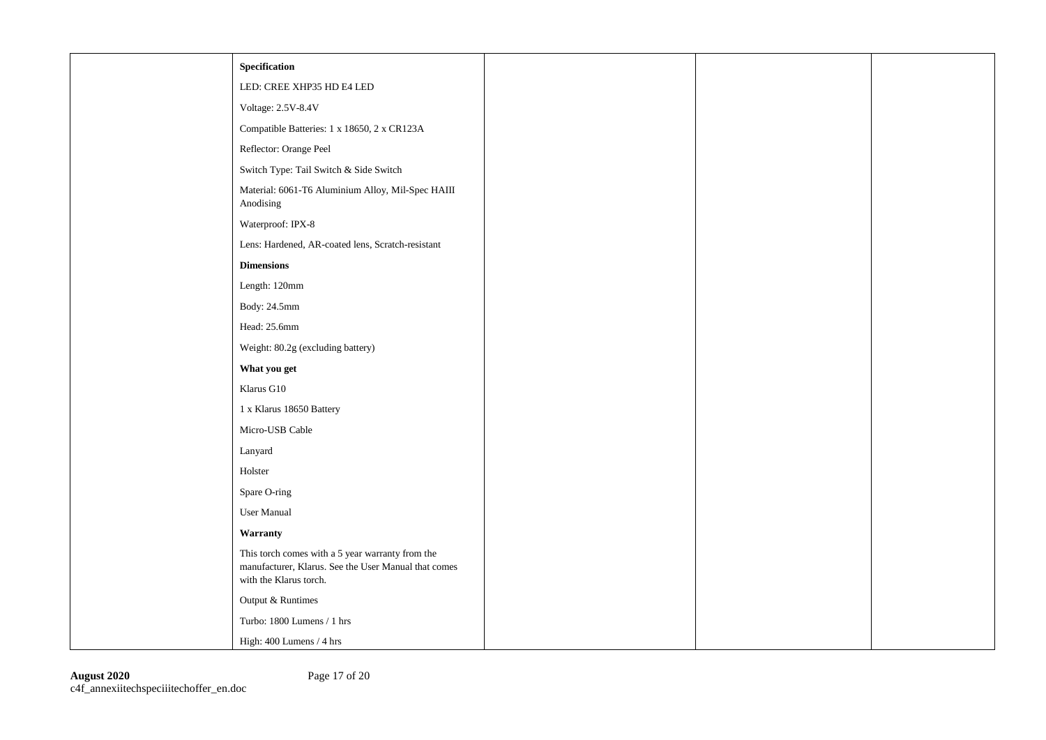| | | | | |
|---|---|---|---|---|
| | **Specification**<br><br>LED: CREE XHP35 HD E4 LED<br><br>Voltage: 2.5V-8.4V<br><br>Compatible Batteries: 1 x 18650, 2 x CR123A<br><br>Reflector: Orange Peel<br><br>Switch Type: Tail Switch & Side Switch<br><br>Material: 6061-T6 Aluminium Alloy, Mil-Spec HAIII Anodising<br><br>Waterproof: IPX-8<br><br>Lens: Hardened, AR-coated lens, Scratch-resistant<br><br>**Dimensions**<br><br>Length: 120mm<br><br>Body: 24.5mm<br><br>Head: 25.6mm<br><br>Weight: 80.2g (excluding battery)<br><br>**What you get**<br><br>Klarus G10<br><br>1 x Klarus 18650 Battery<br><br>Micro-USB Cable<br><br>Lanyard<br><br>Holster<br><br>Spare O-ring<br><br>User Manual<br><br>**Warranty**<br><br>This torch comes with a 5 year warranty from the manufacturer, Klarus. See the User Manual that comes with the Klarus torch.<br><br>Output & Runtimes<br><br>Turbo: 1800 Lumens / 1 hrs<br><br>High: 400 Lumens / 4 hrs | | | |

**August 2020**
c4f_annexiitechspeciiitechoffer_en.doc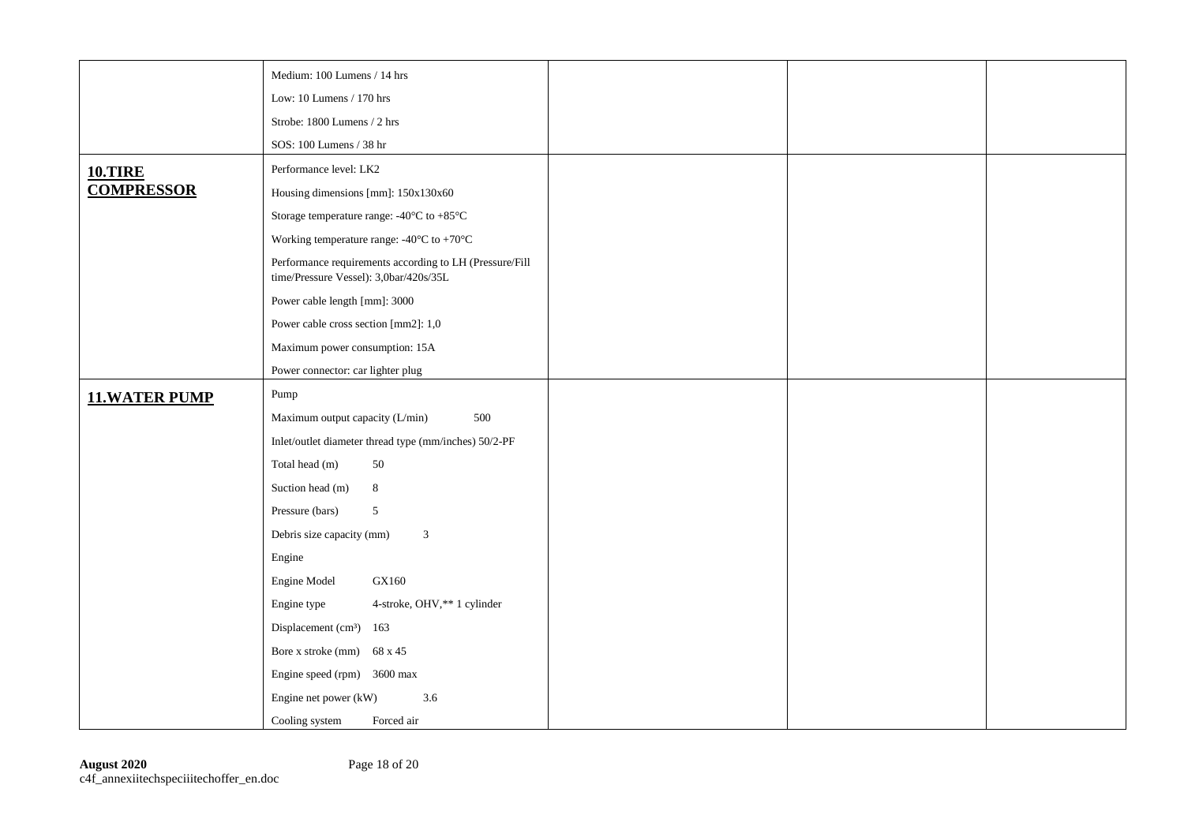| | | | | |
|---|---|---|---|---|
| | Medium: 100 Lumens / 14 hrs<br>Low: 10 Lumens / 170 hrs<br>Strobe: 1800 Lumens / 2 hrs<br>SOS: 100 Lumens / 38 hr | | | |
| **10.TIRE COMPRESSOR** | Performance level: LK2<br>Housing dimensions [mm]: 150x130x60<br>Storage temperature range: -40°C to +85°C<br>Working temperature range: -40°C to +70°C<br>Performance requirements according to LH (Pressure/Fill time/Pressure Vessel): 3,0bar/420s/35L<br>Power cable length [mm]: 3000<br>Power cable cross section [mm2]: 1,0<br>Maximum power consumption: 15A<br>Power connector: car lighter plug | | | |
| **11.WATER PUMP** | Pump<br>Maximum output capacity (L/min) 500<br>Inlet/outlet diameter thread type (mm/inches) 50/2-PF<br>Total head (m) 50<br>Suction head (m) 8<br>Pressure (bars) 5<br>Debris size capacity (mm) 3<br>Engine<br>Engine Model GX160<br>Engine type 4-stroke, OHV,** 1 cylinder<br>Displacement (cm³) 163<br>Bore x stroke (mm) 68 x 45<br>Engine speed (rpm) 3600 max<br>Engine net power (kW) 3.6<br>Cooling system Forced air | | | |

**August 2020**
c4f_annexiitechspeciiitechoffer_en.doc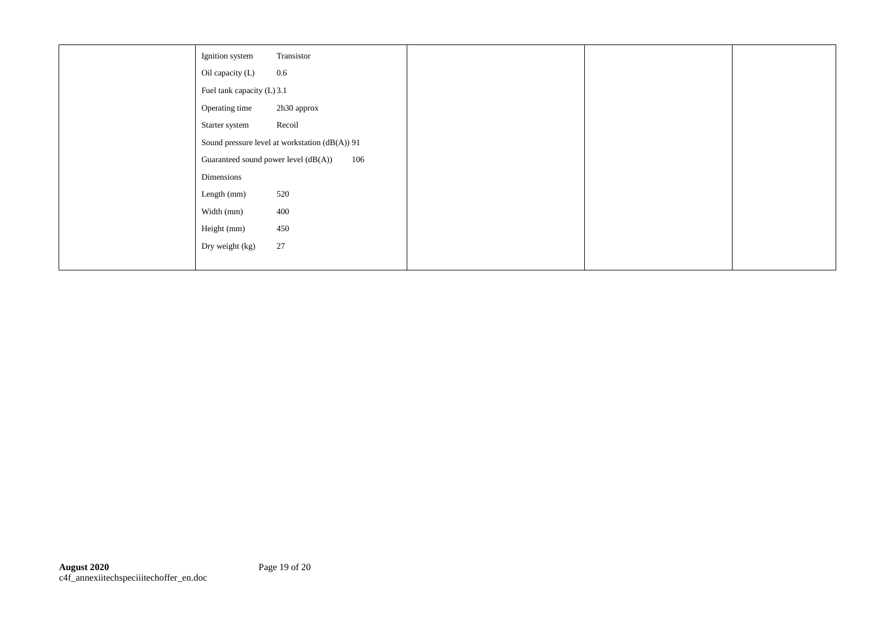| | | | | |
|---|---|---|---|---|
| | Ignition system Transistor<br>Oil capacity (L) 0.6<br>Fuel tank capacity (L) 3.1<br>Operating time 2h30 approx<br>Starter system Recoil<br>Sound pressure level at workstation (dB(A)) 91<br>Guaranteed sound power level (dB(A)) 106<br>Dimensions<br>Length (mm) 520<br>Width (mm) 400<br>Height (mm) 450<br>Dry weight (kg) 27 | | | |

**August 2020**
c4f_annexiitechspeciiitechoffer_en.doc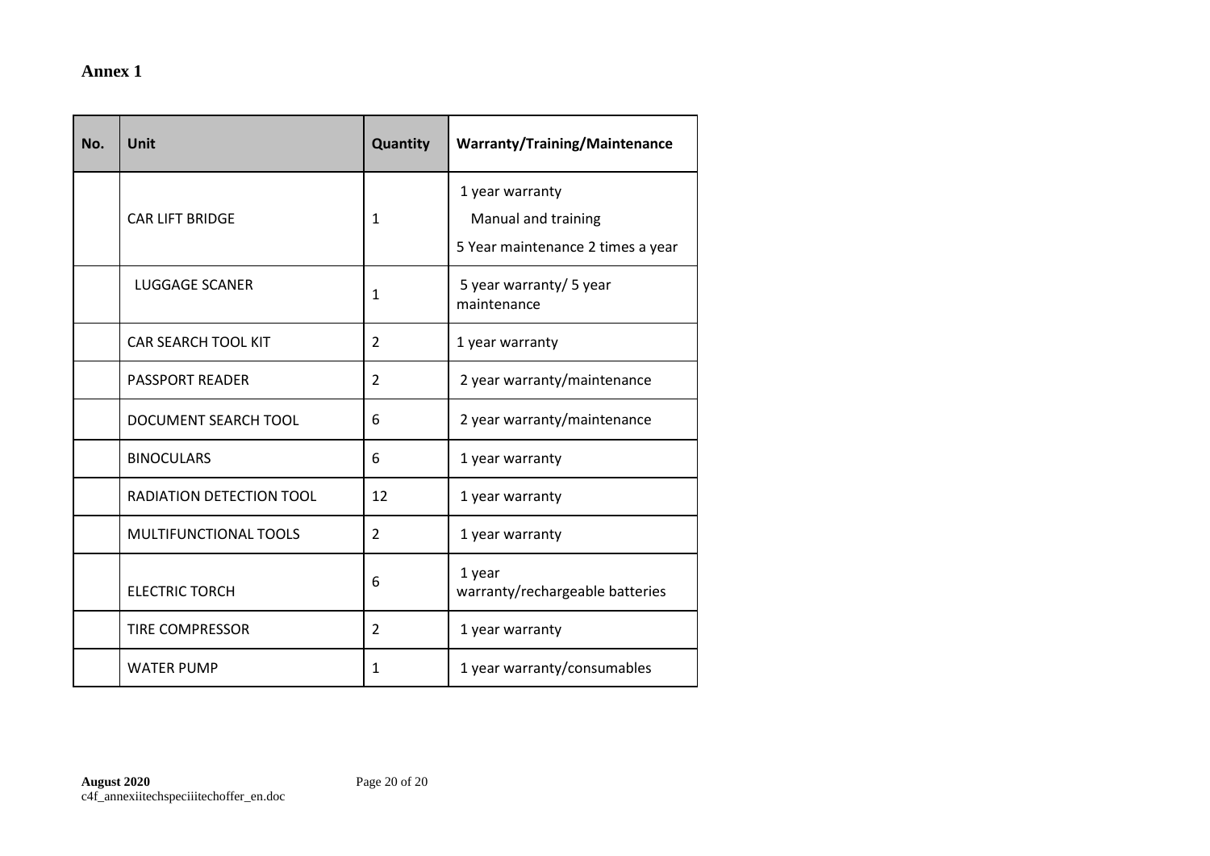**Annex 1**

| No. | Unit | Quantity | Warranty/Training/Maintenance |
|---|---|---|---|
| | CAR LIFT BRIDGE | 1 | 1 year warranty<br>Manual and training<br>5 Year maintenance 2 times a year |
| | LUGGAGE SCANER | 1 | 5 year warranty/ 5 year maintenance |
| | CAR SEARCH TOOL KIT | 2 | 1 year warranty |
| | PASSPORT READER | 2 | 2 year warranty/maintenance |
| | DOCUMENT SEARCH TOOL | 6 | 2 year warranty/maintenance |
| | BINOCULARS | 6 | 1 year warranty |
| | RADIATION DETECTION TOOL | 12 | 1 year warranty |
| | MULTIFUNCTIONAL TOOLS | 2 | 1 year warranty |
| | ELECTRIC TORCH | 6 | 1 year warranty/rechargeable batteries |
| | TIRE COMPRESSOR | 2 | 1 year warranty |
| | WATER PUMP | 1 | 1 year warranty/consumables |